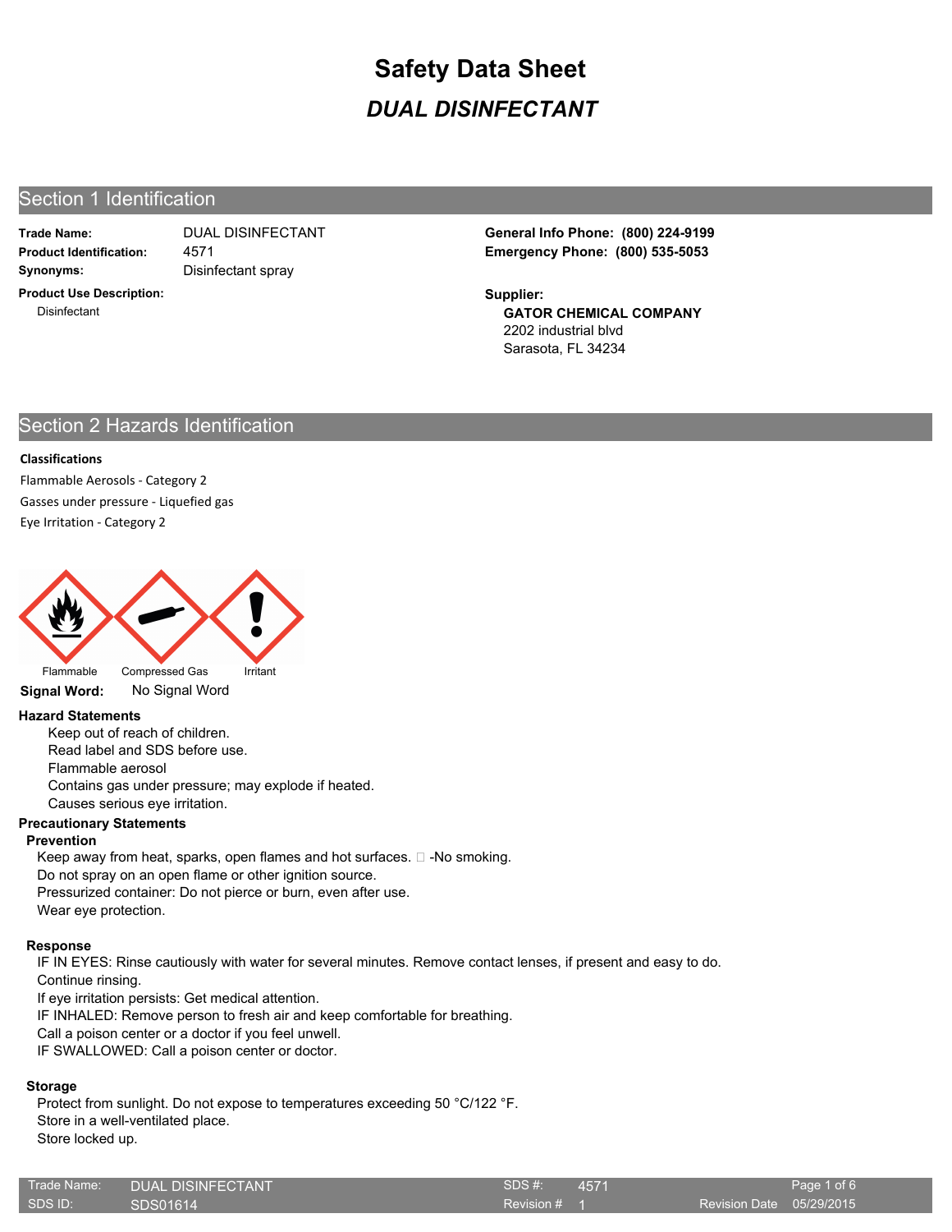# Safety Data Sheet

## *DUAL DISINFECTANT*

## Section 1 Identification

**Trade Name:** DUAL DISINFECTANT
**Product Identification:** 4571
**Synonyms:** Disinfectant spray

**Product Use Description:**
Disinfectant

**General Info Phone: (800) 224-9199**
**Emergency Phone: (800) 535-5053**

**Supplier:**
**GATOR CHEMICAL COMPANY**
2202 industrial blvd
Sarasota, FL 34234

## Section 2 Hazards Identification

**Classifications**

Flammable Aerosols - Category 2
Gasses under pressure - Liquefied gas
Eye Irritation - Category 2

Flammable    Compressed Gas    Irritant

**Signal Word:** No Signal Word

**Hazard Statements**

Keep out of reach of children.
Read label and SDS before use.
Flammable aerosol
Contains gas under pressure; may explode if heated.
Causes serious eye irritation.

**Precautionary Statements**

**Prevention**

Keep away from heat, sparks, open flames and hot surfaces.  -No smoking.
Do not spray on an open flame or other ignition source.
Pressurized container: Do not pierce or burn, even after use.
Wear eye protection.

**Response**

IF IN EYES: Rinse cautiously with water for several minutes. Remove contact lenses, if present and easy to do. Continue rinsing.
If eye irritation persists: Get medical attention.
IF INHALED: Remove person to fresh air and keep comfortable for breathing.
Call a poison center or a doctor if you feel unwell.
IF SWALLOWED: Call a poison center or doctor.

**Storage**

Protect from sunlight. Do not expose to temperatures exceeding 50 °C/122 °F.
Store in a well-ventilated place.
Store locked up.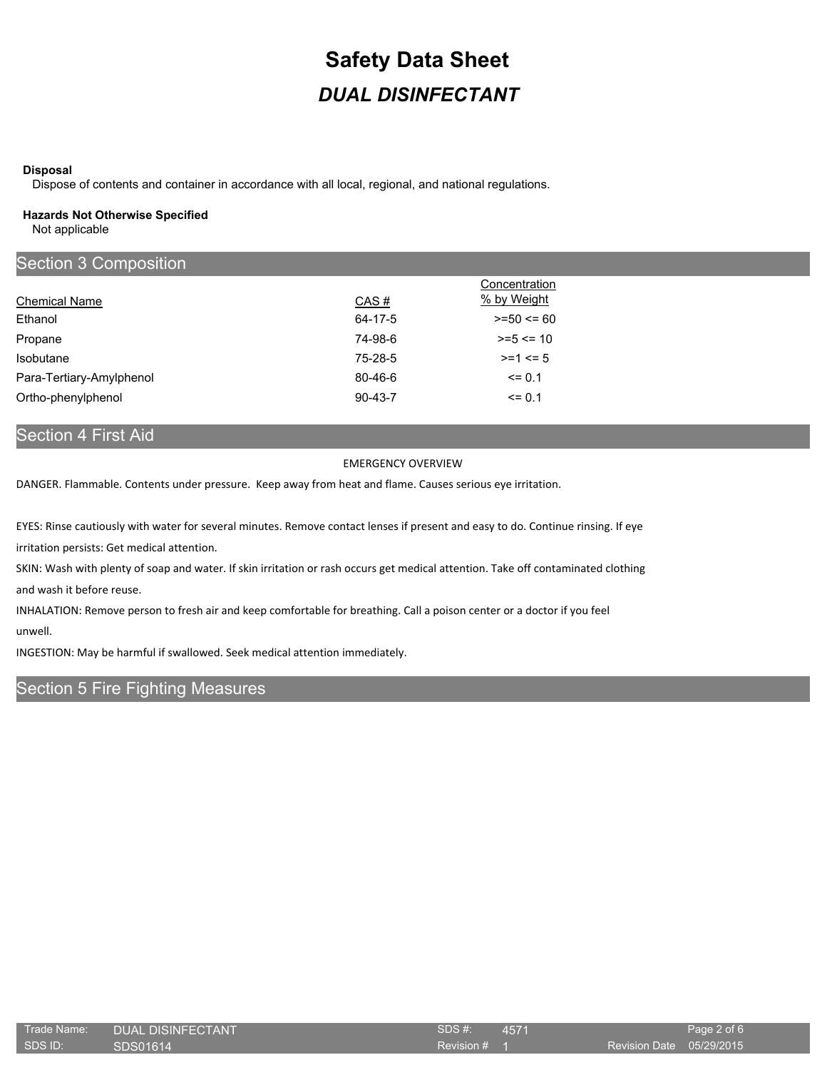# Safety Data Sheet

## *DUAL DISINFECTANT*

**Disposal**

Dispose of contents and container in accordance with all local, regional, and national regulations.

**Hazards Not Otherwise Specified**

Not applicable

## Section 3 Composition

| Chemical Name | CAS # | Concentration % by Weight |
|---|---|---|
| Ethanol | 64-17-5 | >=50 <= 60 |
| Propane | 74-98-6 | >=5 <= 10 |
| Isobutane | 75-28-5 | >=1 <= 5 |
| Para-Tertiary-Amylphenol | 80-46-6 | <= 0.1 |
| Ortho-phenylphenol | 90-43-7 | <= 0.1 |

## Section 4 First Aid

EMERGENCY OVERVIEW

DANGER. Flammable. Contents under pressure. Keep away from heat and flame. Causes serious eye irritation.

EYES: Rinse cautiously with water for several minutes. Remove contact lenses if present and easy to do. Continue rinsing. If eye irritation persists: Get medical attention.

SKIN: Wash with plenty of soap and water. If skin irritation or rash occurs get medical attention. Take off contaminated clothing and wash it before reuse.

INHALATION: Remove person to fresh air and keep comfortable for breathing. Call a poison center or a doctor if you feel unwell.

INGESTION: May be harmful if swallowed. Seek medical attention immediately.

## Section 5 Fire Fighting Measures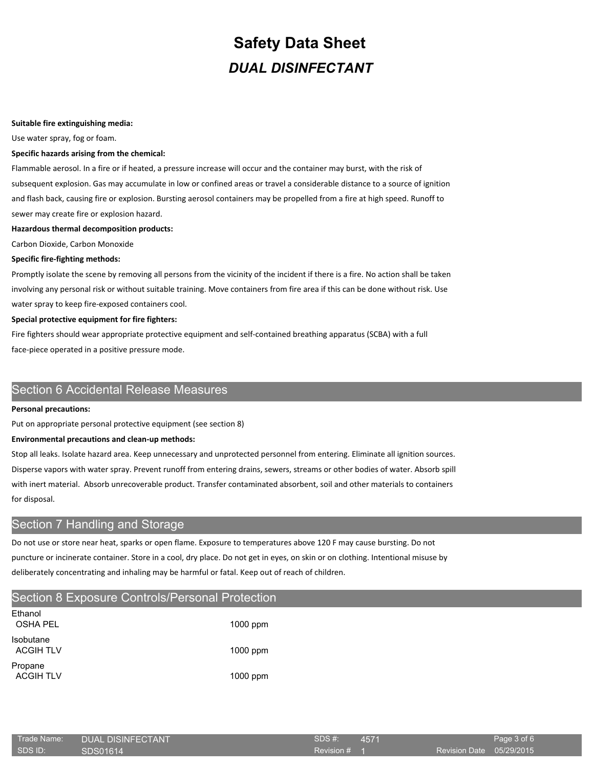**Suitable fire extinguishing media:**

Use water spray, fog or foam.

**Specific hazards arising from the chemical:**

Flammable aerosol. In a fire or if heated, a pressure increase will occur and the container may burst, with the risk of subsequent explosion. Gas may accumulate in low or confined areas or travel a considerable distance to a source of ignition and flash back, causing fire or explosion. Bursting aerosol containers may be propelled from a fire at high speed. Runoff to sewer may create fire or explosion hazard.

**Hazardous thermal decomposition products:**

Carbon Dioxide, Carbon Monoxide

**Specific fire-fighting methods:**

Promptly isolate the scene by removing all persons from the vicinity of the incident if there is a fire. No action shall be taken involving any personal risk or without suitable training. Move containers from fire area if this can be done without risk. Use water spray to keep fire-exposed containers cool.

**Special protective equipment for fire fighters:**

Fire fighters should wear appropriate protective equipment and self-contained breathing apparatus (SCBA) with a full face-piece operated in a positive pressure mode.

## Section 6 Accidental Release Measures

**Personal precautions:**

Put on appropriate personal protective equipment (see section 8)

**Environmental precautions and clean-up methods:**

Stop all leaks. Isolate hazard area. Keep unnecessary and unprotected personnel from entering. Eliminate all ignition sources. Disperse vapors with water spray. Prevent runoff from entering drains, sewers, streams or other bodies of water. Absorb spill with inert material. Absorb unrecoverable product. Transfer contaminated absorbent, soil and other materials to containers for disposal.

## Section 7 Handling and Storage

Do not use or store near heat, sparks or open flame. Exposure to temperatures above 120 F may cause bursting. Do not puncture or incinerate container. Store in a cool, dry place. Do not get in eyes, on skin or on clothing. Intentional misuse by deliberately concentrating and inhaling may be harmful or fatal. Keep out of reach of children.

## Section 8 Exposure Controls/Personal Protection

| | |
|---|---|
| **Ethanol** | |
| OSHA PEL | 1000 ppm |
| **Isobutane** | |
| ACGIH TLV | 1000 ppm |
| **Propane** | |
| ACGIH TLV | 1000 ppm |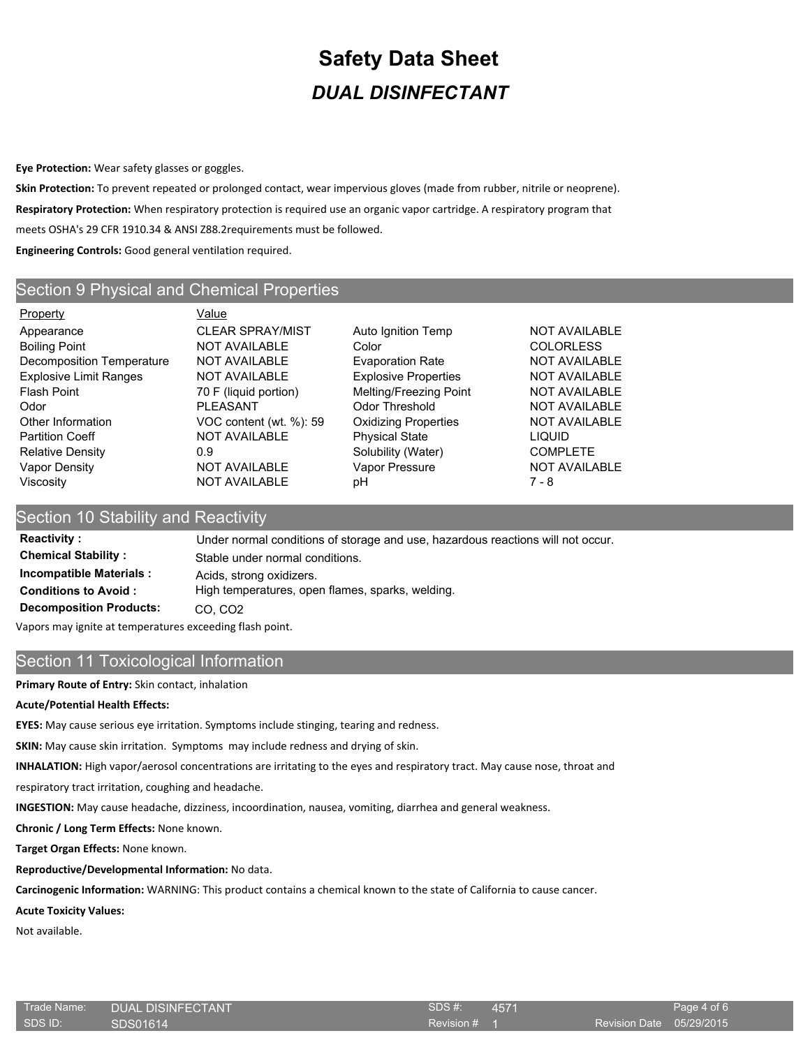# Safety Data Sheet

## *DUAL DISINFECTANT*

**Eye Protection:** Wear safety glasses or goggles.

**Skin Protection:** To prevent repeated or prolonged contact, wear impervious gloves (made from rubber, nitrile or neoprene).

**Respiratory Protection:** When respiratory protection is required use an organic vapor cartridge. A respiratory program that meets OSHA's 29 CFR 1910.34 & ANSI Z88.2requirements must be followed.

**Engineering Controls:** Good general ventilation required.

## Section 9 Physical and Chemical Properties

| Property | Value | Property | Value |
|---|---|---|---|
| Appearance | CLEAR SPRAY/MIST | Auto Ignition Temp | NOT AVAILABLE |
| Boiling Point | NOT AVAILABLE | Color | COLORLESS |
| Decomposition Temperature | NOT AVAILABLE | Evaporation Rate | NOT AVAILABLE |
| Explosive Limit Ranges | NOT AVAILABLE | Explosive Properties | NOT AVAILABLE |
| Flash Point | 70 F (liquid portion) | Melting/Freezing Point | NOT AVAILABLE |
| Odor | PLEASANT | Odor Threshold | NOT AVAILABLE |
| Other Information | VOC content (wt. %): 59 | Oxidizing Properties | NOT AVAILABLE |
| Partition Coeff | NOT AVAILABLE | Physical State | LIQUID |
| Relative Density | 0.9 | Solubility (Water) | COMPLETE |
| Vapor Density | NOT AVAILABLE | Vapor Pressure | NOT AVAILABLE |
| Viscosity | NOT AVAILABLE | pH | 7 - 8 |

## Section 10 Stability and Reactivity

**Reactivity :** Under normal conditions of storage and use, hazardous reactions will not occur.

**Chemical Stability :** Stable under normal conditions.

**Incompatible Materials :** Acids, strong oxidizers.

**Conditions to Avoid :** High temperatures, open flames, sparks, welding.

**Decomposition Products:** CO, $CO_2$

Vapors may ignite at temperatures exceeding flash point.

## Section 11 Toxicological Information

**Primary Route of Entry:** Skin contact, inhalation

**Acute/Potential Health Effects:**

**EYES:** May cause serious eye irritation. Symptoms include stinging, tearing and redness.

**SKIN:** May cause skin irritation. Symptoms may include redness and drying of skin.

**INHALATION:** High vapor/aerosol concentrations are irritating to the eyes and respiratory tract. May cause nose, throat and respiratory tract irritation, coughing and headache.

**INGESTION:** May cause headache, dizziness, incoordination, nausea, vomiting, diarrhea and general weakness.

**Chronic / Long Term Effects:** None known.

**Target Organ Effects:** None known.

**Reproductive/Developmental Information:** No data.

**Carcinogenic Information:** WARNING: This product contains a chemical known to the state of California to cause cancer.

**Acute Toxicity Values:**

Not available.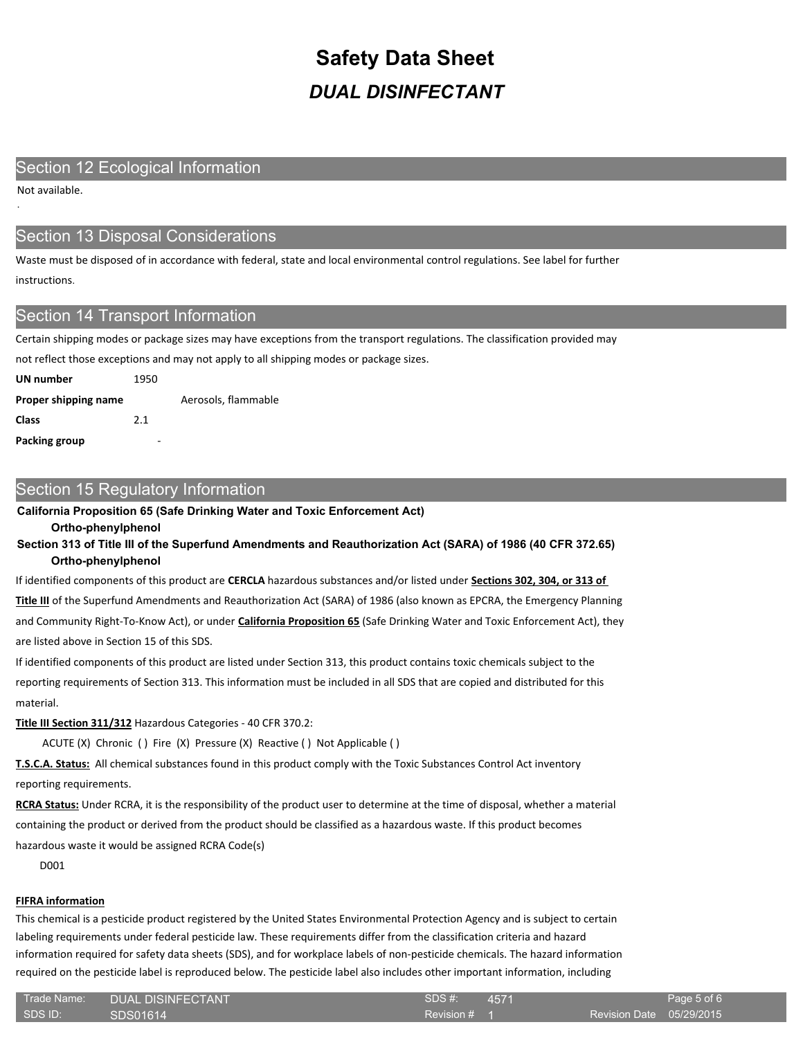# Safety Data Sheet

## *DUAL DISINFECTANT*

## Section 12 Ecological Information

Not available.

## Section 13 Disposal Considerations

Waste must be disposed of in accordance with federal, state and local environmental control regulations. See label for further instructions.

## Section 14 Transport Information

Certain shipping modes or package sizes may have exceptions from the transport regulations. The classification provided may not reflect those exceptions and may not apply to all shipping modes or package sizes.

**UN number** 1950

**Proper shipping name** Aerosols, flammable

**Class** 2.1

**Packing group** -

## Section 15 Regulatory Information

**California Proposition 65 (Safe Drinking Water and Toxic Enforcement Act)**

**Ortho-phenylphenol**

**Section 313 of Title III of the Superfund Amendments and Reauthorization Act (SARA) of 1986 (40 CFR 372.65)**

**Ortho-phenylphenol**

If identified components of this product are **CERCLA** hazardous substances and/or listed under **Sections 302, 304, or 313 of Title III** of the Superfund Amendments and Reauthorization Act (SARA) of 1986 (also known as EPCRA, the Emergency Planning and Community Right-To-Know Act), or under **California Proposition 65** (Safe Drinking Water and Toxic Enforcement Act), they are listed above in Section 15 of this SDS.

If identified components of this product are listed under Section 313, this product contains toxic chemicals subject to the reporting requirements of Section 313. This information must be included in all SDS that are copied and distributed for this material.

**Title III Section 311/312** Hazardous Categories - 40 CFR 370.2:

ACUTE (X) Chronic ( ) Fire (X) Pressure (X) Reactive ( ) Not Applicable ( )

**T.S.C.A. Status:** All chemical substances found in this product comply with the Toxic Substances Control Act inventory reporting requirements.

**RCRA Status:** Under RCRA, it is the responsibility of the product user to determine at the time of disposal, whether a material containing the product or derived from the product should be classified as a hazardous waste. If this product becomes hazardous waste it would be assigned RCRA Code(s)

D001

**FIFRA information**

This chemical is a pesticide product registered by the United States Environmental Protection Agency and is subject to certain labeling requirements under federal pesticide law. These requirements differ from the classification criteria and hazard information required for safety data sheets (SDS), and for workplace labels of non-pesticide chemicals. The hazard information required on the pesticide label is reproduced below. The pesticide label also includes other important information, including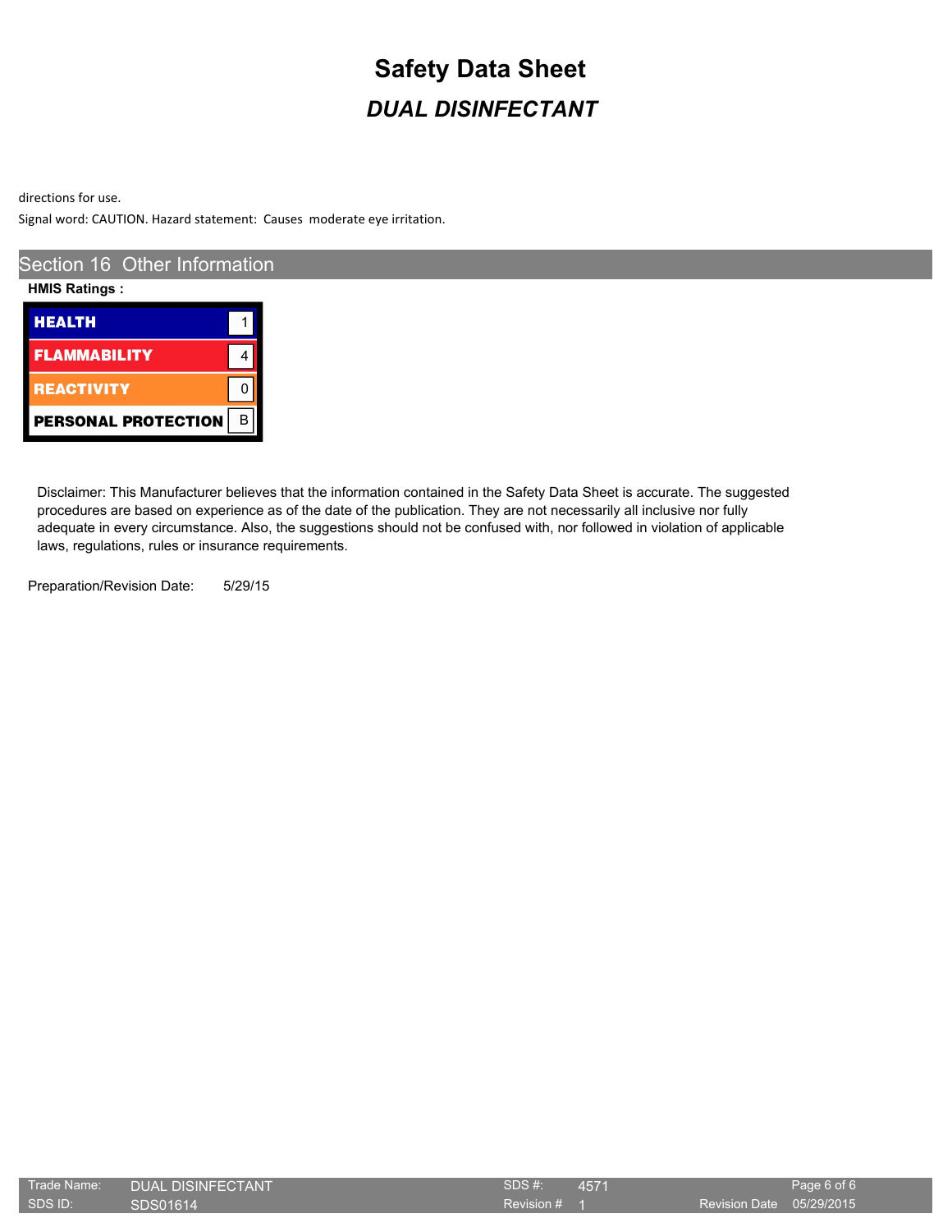directions for use.

Signal word: CAUTION. Hazard statement: Causes moderate eye irritation.

## Section 16 Other Information

**HMIS Ratings :**

| | |
|---|---|
| HEALTH | 1 |
| FLAMMABILITY | 4 |
| REACTIVITY | 0 |
| PERSONAL PROTECTION | B |

Disclaimer: This Manufacturer believes that the information contained in the Safety Data Sheet is accurate. The suggested procedures are based on experience as of the date of the publication. They are not necessarily all inclusive nor fully adequate in every circumstance. Also, the suggestions should not be confused with, nor followed in violation of applicable laws, regulations, rules or insurance requirements.

Preparation/Revision Date: 5/29/15